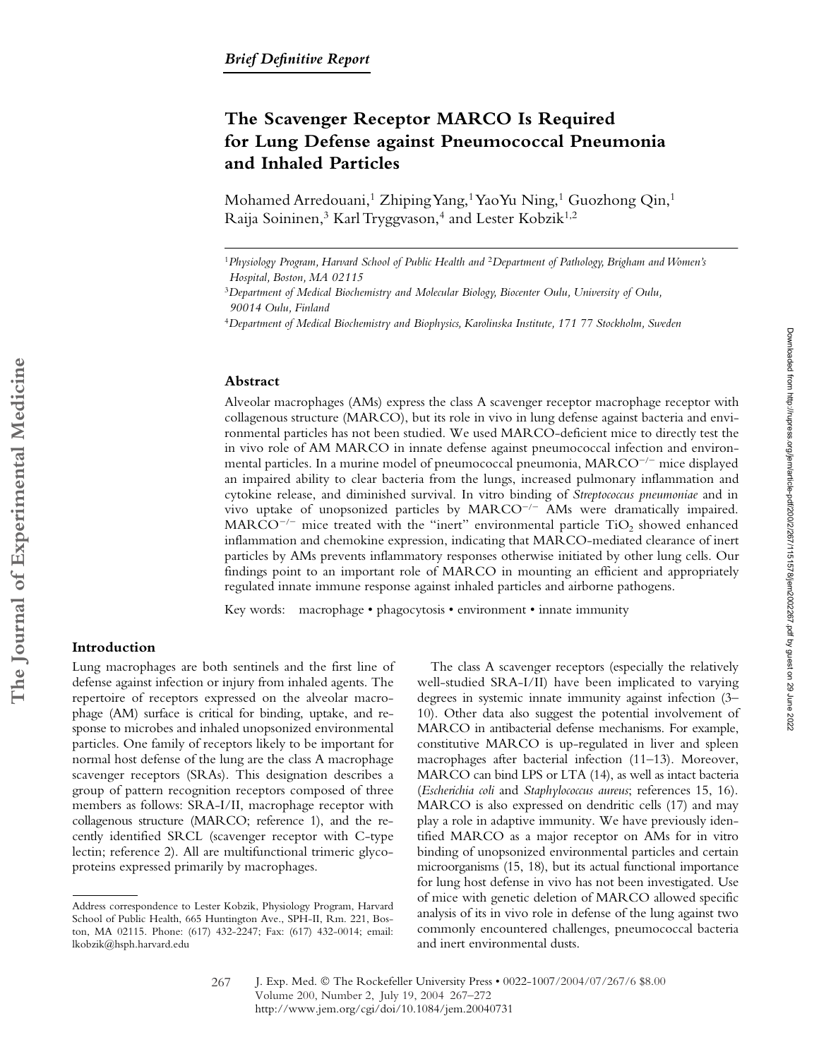*Brief Definitive Report*

# The Scavenger Receptor MARCO Is Required for Lung Defense against Pneumococcal Pneumonia and Inhaled Particles

Mohamed Arredouani,[1] Zhiping Yang,[1] YaoYu Ning,[1] Guozhong Qin,[1] Raija Soininen,[3] Karl Tryggvason,[4] and Lester Kobzik[1,2]

[1]*Physiology Program, Harvard School of Public Health and* [2]*Department of Pathology, Brigham and Women's Hospital, Boston, MA 02115*

[3]*Department of Medical Biochemistry and Molecular Biology, Biocenter Oulu, University of Oulu, 90014 Oulu, Finland*

[4]*Department of Medical Biochemistry and Biophysics, Karolinska Institute, 171 77 Stockholm, Sweden*

## Abstract

Alveolar macrophages (AMs) express the class A scavenger receptor macrophage receptor with collagenous structure (MARCO), but its role in vivo in lung defense against bacteria and environmental particles has not been studied. We used MARCO-deficient mice to directly test the in vivo role of AM MARCO in innate defense against pneumococcal infection and environmental particles. In a murine model of pneumococcal pneumonia, MARCO$^{-/-}$ mice displayed an impaired ability to clear bacteria from the lungs, increased pulmonary inflammation and cytokine release, and diminished survival. In vitro binding of *Streptococcus pneumoniae* and in vivo uptake of unopsonized particles by MARCO$^{-/-}$ AMs were dramatically impaired. MARCO$^{-/-}$ mice treated with the "inert" environmental particle $TiO_2$ showed enhanced inflammation and chemokine expression, indicating that MARCO-mediated clearance of inert particles by AMs prevents inflammatory responses otherwise initiated by other lung cells. Our findings point to an important role of MARCO in mounting an efficient and appropriately regulated innate immune response against inhaled particles and airborne pathogens.

Key words: macrophage • phagocytosis • environment • innate immunity

## Introduction

Lung macrophages are both sentinels and the first line of defense against infection or injury from inhaled agents. The repertoire of receptors expressed on the alveolar macrophage (AM) surface is critical for binding, uptake, and response to microbes and inhaled unopsonized environmental particles. One family of receptors likely to be important for normal host defense of the lung are the class A macrophage scavenger receptors (SRAs). This designation describes a group of pattern recognition receptors composed of three members as follows: SRA-I/II, macrophage receptor with collagenous structure (MARCO; reference 1), and the recently identified SRCL (scavenger receptor with C-type lectin; reference 2). All are multifunctional trimeric glycoproteins expressed primarily by macrophages.

The class A scavenger receptors (especially the relatively well-studied SRA-I/II) have been implicated to varying degrees in systemic innate immunity against infection (3–10). Other data also suggest the potential involvement of MARCO in antibacterial defense mechanisms. For example, constitutive MARCO is up-regulated in liver and spleen macrophages after bacterial infection (11–13). Moreover, MARCO can bind LPS or LTA (14), as well as intact bacteria (*Escherichia coli* and *Staphylococcus aureus*; references 15, 16). MARCO is also expressed on dendritic cells (17) and may play a role in adaptive immunity. We have previously identified MARCO as a major receptor on AMs for in vitro binding of unopsonized environmental particles and certain microorganisms (15, 18), but its actual functional importance for lung host defense in vivo has not been investigated. Use of mice with genetic deletion of MARCO allowed specific analysis of its in vivo role in defense of the lung against two commonly encountered challenges, pneumococcal bacteria and inert environmental dusts.

Address correspondence to Lester Kobzik, Physiology Program, Harvard School of Public Health, 665 Huntington Ave., SPH-II, Rm. 221, Boston, MA 02115. Phone: (617) 432-2247; Fax: (617) 432-0014; email: lkobzik@hsph.harvard.edu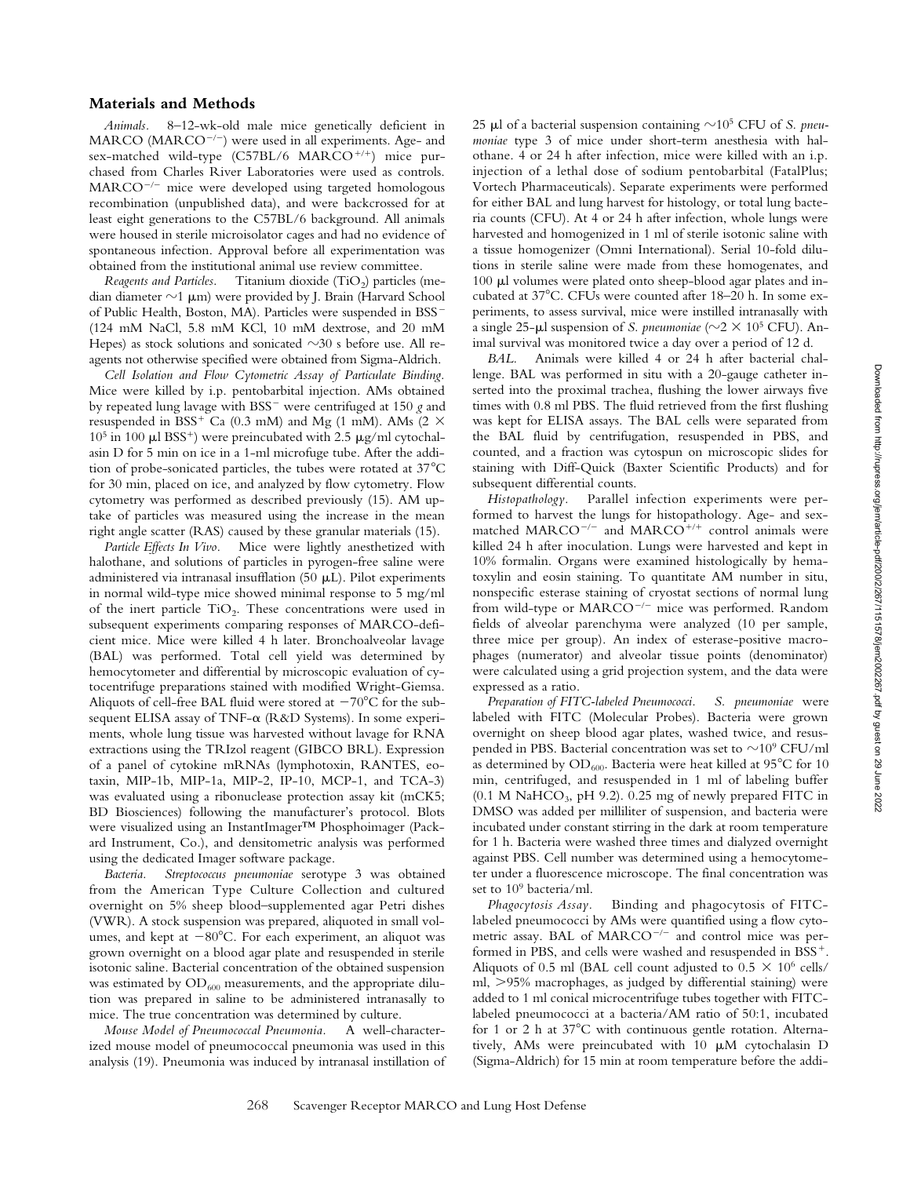## Materials and Methods

*Animals.* 8–12-wk-old male mice genetically deficient in MARCO ($MARCO^{-/-}$) were used in all experiments. Age- and sex-matched wild-type (C57BL/6 $MARCO^{+/+}$) mice purchased from Charles River Laboratories were used as controls. $MARCO^{-/-}$ mice were developed using targeted homologous recombination (unpublished data), and were backcrossed for at least eight generations to the C57BL/6 background. All animals were housed in sterile microisolator cages and had no evidence of spontaneous infection. Approval before all experimentation was obtained from the institutional animal use review committee.

*Reagents and Particles.* Titanium dioxide ($TiO_2$) particles (median diameter ~1 μm) were provided by J. Brain (Harvard School of Public Health, Boston, MA). Particles were suspended in $BSS^-$ (124 mM NaCl, 5.8 mM KCl, 10 mM dextrose, and 20 mM Hepes) as stock solutions and sonicated ~30 s before use. All reagents not otherwise specified were obtained from Sigma-Aldrich.

*Cell Isolation and Flow Cytometric Assay of Particulate Binding.* Mice were killed by i.p. pentobarbital injection. AMs obtained by repeated lung lavage with $BSS^-$ were centrifuged at 150 *g* and resuspended in $BSS^+$ Ca (0.3 mM) and Mg (1 mM). AMs ($2 \times 10^5$ in 100 μl $BSS^+$) were preincubated with 2.5 μg/ml cytochalasin D for 5 min on ice in a 1-ml microfuge tube. After the addition of probe-sonicated particles, the tubes were rotated at 37°C for 30 min, placed on ice, and analyzed by flow cytometry. Flow cytometry was performed as described previously (15). AM uptake of particles was measured using the increase in the mean right angle scatter (RAS) caused by these granular materials (15).

*Particle Effects In Vivo.* Mice were lightly anesthetized with halothane, and solutions of particles in pyrogen-free saline were administered via intranasal insufflation (50 μL). Pilot experiments in normal wild-type mice showed minimal response to 5 mg/ml of the inert particle $TiO_2$. These concentrations were used in subsequent experiments comparing responses of MARCO-deficient mice. Mice were killed 4 h later. Bronchoalveolar lavage (BAL) was performed. Total cell yield was determined by hemocytometer and differential by microscopic evaluation of cytocentrifuge preparations stained with modified Wright-Giemsa. Aliquots of cell-free BAL fluid were stored at −70°C for the subsequent ELISA assay of TNF-α (R&D Systems). In some experiments, whole lung tissue was harvested without lavage for RNA extractions using the TRIzol reagent (GIBCO BRL). Expression of a panel of cytokine mRNAs (lymphotoxin, RANTES, eotaxin, MIP-1b, MIP-1a, MIP-2, IP-10, MCP-1, and TCA-3) was evaluated using a ribonuclease protection assay kit (mCK5; BD Biosciences) following the manufacturer's protocol. Blots were visualized using an InstantImager™ Phosphoimager (Packard Instrument, Co.), and densitometric analysis was performed using the dedicated Imager software package.

*Bacteria.* *Streptococcus pneumoniae* serotype 3 was obtained from the American Type Culture Collection and cultured overnight on 5% sheep blood–supplemented agar Petri dishes (VWR). A stock suspension was prepared, aliquoted in small volumes, and kept at −80°C. For each experiment, an aliquot was grown overnight on a blood agar plate and resuspended in sterile isotonic saline. Bacterial concentration of the obtained suspension was estimated by $OD_{600}$ measurements, and the appropriate dilution was prepared in saline to be administered intranasally to mice. The true concentration was determined by culture.

*Mouse Model of Pneumococcal Pneumonia.* A well-characterized mouse model of pneumococcal pneumonia was used in this analysis (19). Pneumonia was induced by intranasal instillation of 25 μl of a bacterial suspension containing ~$10^5$ CFU of *S. pneumoniae* type 3 of mice under short-term anesthesia with halothane. 4 or 24 h after infection, mice were killed with an i.p. injection of a lethal dose of sodium pentobarbital (FatalPlus; Vortech Pharmaceuticals). Separate experiments were performed for either BAL and lung harvest for histology, or total lung bacteria counts (CFU). At 4 or 24 h after infection, whole lungs were harvested and homogenized in 1 ml of sterile isotonic saline with a tissue homogenizer (Omni International). Serial 10-fold dilutions in sterile saline were made from these homogenates, and 100 μl volumes were plated onto sheep-blood agar plates and incubated at 37°C. CFUs were counted after 18–20 h. In some experiments, to assess survival, mice were instilled intranasally with a single 25-μl suspension of *S. pneumoniae* (~$2 \times 10^5$ CFU). Animal survival was monitored twice a day over a period of 12 d.

*BAL.* Animals were killed 4 or 24 h after bacterial challenge. BAL was performed in situ with a 20-gauge catheter inserted into the proximal trachea, flushing the lower airways five times with 0.8 ml PBS. The fluid retrieved from the first flushing was kept for ELISA assays. The BAL cells were separated from the BAL fluid by centrifugation, resuspended in PBS, and counted, and a fraction was cytospun on microscopic slides for staining with Diff-Quick (Baxter Scientific Products) and for subsequent differential counts.

*Histopathology.* Parallel infection experiments were performed to harvest the lungs for histopathology. Age- and sex-matched $MARCO^{-/-}$ and $MARCO^{+/+}$ control animals were killed 24 h after inoculation. Lungs were harvested and kept in 10% formalin. Organs were examined histologically by hematoxylin and eosin staining. To quantitate AM number in situ, nonspecific esterase staining of cryostat sections of normal lung from wild-type or $MARCO^{-/-}$ mice was performed. Random fields of alveolar parenchyma were analyzed (10 per sample, three mice per group). An index of esterase-positive macrophages (numerator) and alveolar tissue points (denominator) were calculated using a grid projection system, and the data were expressed as a ratio.

*Preparation of FITC-labeled Pneumococci.* *S. pneumoniae* were labeled with FITC (Molecular Probes). Bacteria were grown overnight on sheep blood agar plates, washed twice, and resuspended in PBS. Bacterial concentration was set to ~$10^9$ CFU/ml as determined by $OD_{600}$. Bacteria were heat killed at 95°C for 10 min, centrifuged, and resuspended in 1 ml of labeling buffer (0.1 M $NaHCO_3$, pH 9.2). 0.25 mg of newly prepared FITC in DMSO was added per milliliter of suspension, and bacteria were incubated under constant stirring in the dark at room temperature for 1 h. Bacteria were washed three times and dialyzed overnight against PBS. Cell number was determined using a hemocytometer under a fluorescence microscope. The final concentration was set to $10^9$ bacteria/ml.

*Phagocytosis Assay.* Binding and phagocytosis of FITC-labeled pneumococci by AMs were quantified using a flow cytometric assay. BAL of $MARCO^{-/-}$ and control mice was performed in PBS, and cells were washed and resuspended in $BSS^+$. Aliquots of 0.5 ml (BAL cell count adjusted to $0.5 \times 10^6$ cells/ml, >95% macrophages, as judged by differential staining) were added to 1 ml conical microcentrifuge tubes together with FITC-labeled pneumococci at a bacteria/AM ratio of 50:1, incubated for 1 or 2 h at 37°C with continuous gentle rotation. Alternatively, AMs were preincubated with 10 μM cytochalasin D (Sigma-Aldrich) for 15 min at room temperature before the addi-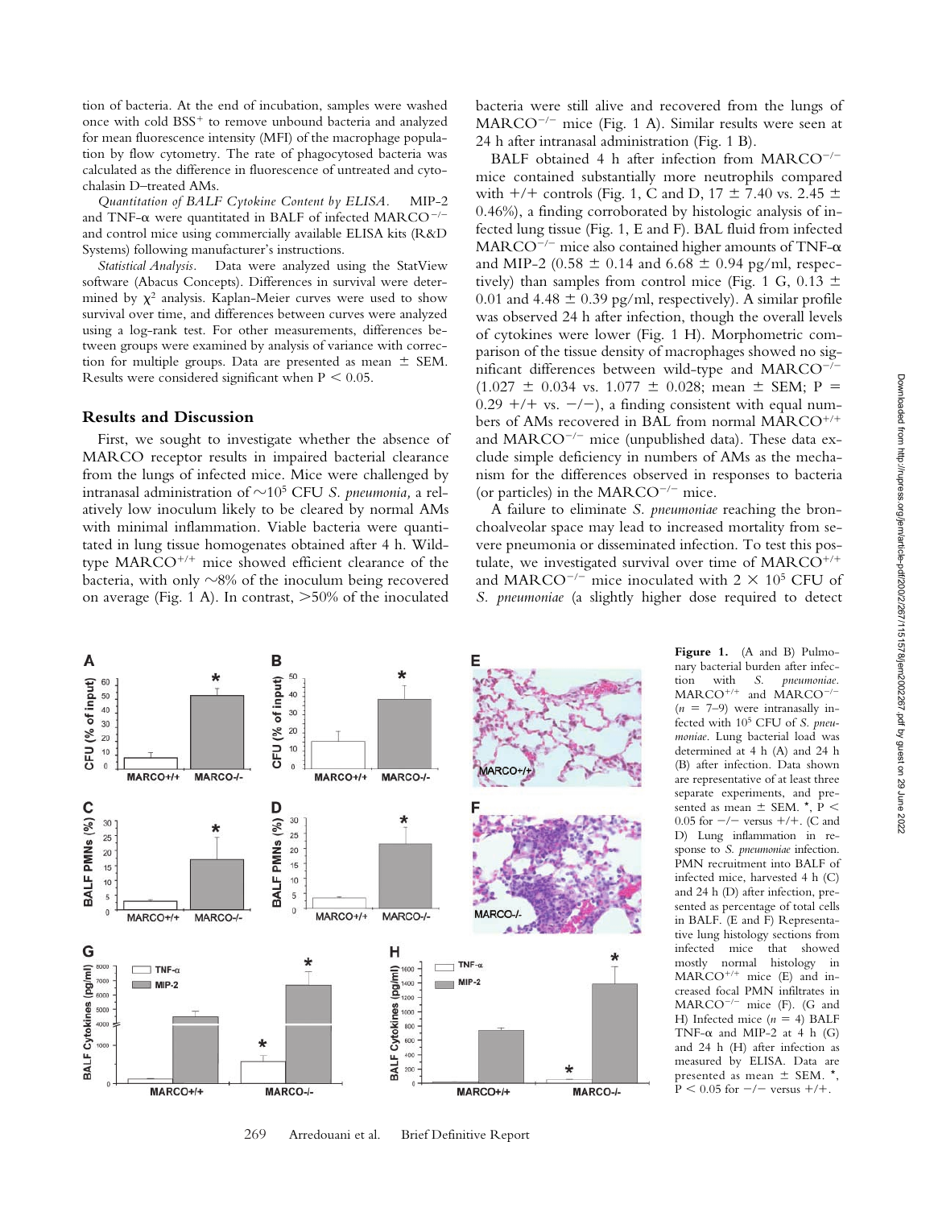tion of bacteria. At the end of incubation, samples were washed once with cold BSS$^+$ to remove unbound bacteria and analyzed for mean fluorescence intensity (MFI) of the macrophage population by flow cytometry. The rate of phagocytosed bacteria was calculated as the difference in fluorescence of untreated and cytochalasin D–treated AMs.

*Quantitation of BALF Cytokine Content by ELISA.* MIP-2 and TNF-α were quantitated in BALF of infected MARCO$^{-/-}$ and control mice using commercially available ELISA kits (R&D Systems) following manufacturer's instructions.

*Statistical Analysis.* Data were analyzed using the StatView software (Abacus Concepts). Differences in survival were determined by $\chi^2$ analysis. Kaplan-Meier curves were used to show survival over time, and differences between curves were analyzed using a log-rank test. For other measurements, differences between groups were examined by analysis of variance with correction for multiple groups. Data are presented as mean ± SEM. Results were considered significant when $P < 0.05$.

## Results and Discussion

First, we sought to investigate whether the absence of MARCO receptor results in impaired bacterial clearance from the lungs of infected mice. Mice were challenged by intranasal administration of ~$10^5$ CFU *S. pneumonia,* a relatively low inoculum likely to be cleared by normal AMs with minimal inflammation. Viable bacteria were quantitated in lung tissue homogenates obtained after 4 h. Wild-type MARCO$^{+/+}$ mice showed efficient clearance of the bacteria, with only ~8% of the inoculum being recovered on average (Fig. 1 A). In contrast, >50% of the inoculated bacteria were still alive and recovered from the lungs of MARCO$^{-/-}$ mice (Fig. 1 A). Similar results were seen at 24 h after intranasal administration (Fig. 1 B).

BALF obtained 4 h after infection from MARCO$^{-/-}$ mice contained substantially more neutrophils compared with +/+ controls (Fig. 1, C and D, 17 ± 7.40 vs. 2.45 ± 0.46%), a finding corroborated by histologic analysis of infected lung tissue (Fig. 1, E and F). BAL fluid from infected MARCO$^{-/-}$ mice also contained higher amounts of TNF-α and MIP-2 (0.58 ± 0.14 and 6.68 ± 0.94 pg/ml, respectively) than samples from control mice (Fig. 1 G, 0.13 ± 0.01 and 4.48 ± 0.39 pg/ml, respectively). A similar profile was observed 24 h after infection, though the overall levels of cytokines were lower (Fig. 1 H). Morphometric comparison of the tissue density of macrophages showed no significant differences between wild-type and MARCO$^{-/-}$ (1.027 ± 0.034 vs. 1.077 ± 0.028; mean ± SEM; P = 0.29 +/+ vs. −/−), a finding consistent with equal numbers of AMs recovered in BAL from normal MARCO$^{+/+}$ and MARCO$^{-/-}$ mice (unpublished data). These data exclude simple deficiency in numbers of AMs as the mechanism for the differences observed in responses to bacteria (or particles) in the MARCO$^{-/-}$ mice.

A failure to eliminate *S. pneumoniae* reaching the bronchoalveolar space may lead to increased mortality from severe pneumonia or disseminated infection. To test this postulate, we investigated survival over time of MARCO$^{+/+}$ and MARCO$^{-/-}$ mice inoculated with 2 × $10^5$ CFU of *S. pneumoniae* (a slightly higher dose required to detect

**Figure 1.** (A and B) Pulmonary bacterial burden after infection with *S. pneumoniae*. MARCO$^{+/+}$ and MARCO$^{-/-}$ (n = 7–9) were intranasally infected with $10^5$ CFU of *S. pneumoniae*. Lung bacterial load was determined at 4 h (A) and 24 h (B) after infection. Data shown are representative of at least three separate experiments, and presented as mean ± SEM. *, P < 0.05 for −/− versus +/+. (C and D) Lung inflammation in response to *S. pneumoniae* infection. PMN recruitment into BALF of infected mice, harvested 4 h (C) and 24 h (D) after infection, presented as percentage of total cells in BALF. (E and F) Representative lung histology sections from infected mice that showed mostly normal histology in MARCO$^{+/+}$ mice (E) and increased focal PMN infiltrates in MARCO$^{-/-}$ mice (F). (G and H) Infected mice (n = 4) BALF TNF-α and MIP-2 at 4 h (G) and 24 h (H) after infection as measured by ELISA. Data are presented as mean ± SEM. *, P < 0.05 for −/− versus +/+.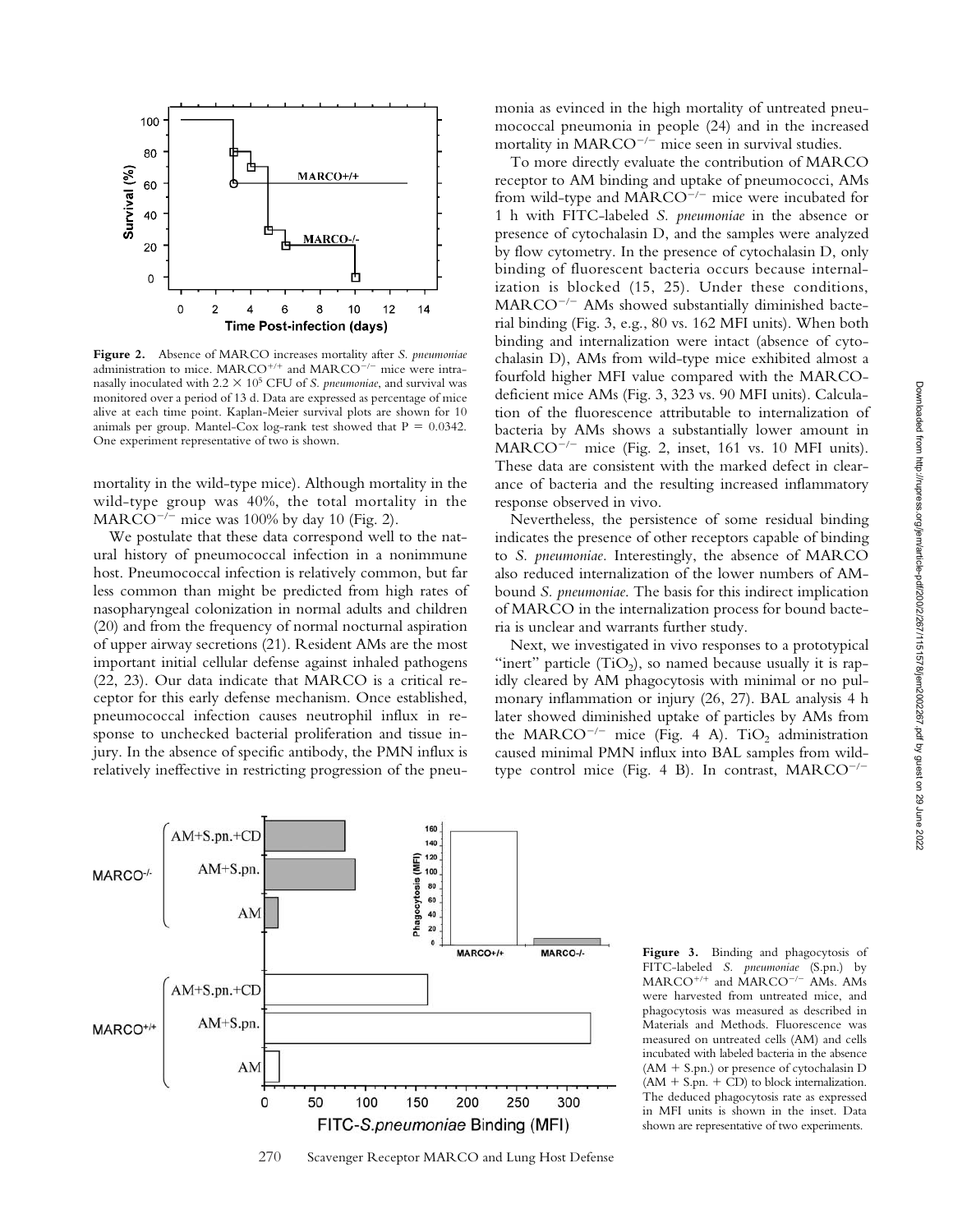**Figure 2.** Absence of MARCO increases mortality after *S. pneumoniae* administration to mice. $MARCO^{+/+}$ and $MARCO^{-/-}$ mice were intranasally inoculated with $2.2 \times 10^5$ CFU of *S. pneumoniae*, and survival was monitored over a period of 13 d. Data are expressed as percentage of mice alive at each time point. Kaplan-Meier survival plots are shown for 10 animals per group. Mantel-Cox log-rank test showed that P = 0.0342. One experiment representative of two is shown.

mortality in the wild-type mice). Although mortality in the wild-type group was 40%, the total mortality in the $MARCO^{-/-}$ mice was 100% by day 10 (Fig. 2).

We postulate that these data correspond well to the natural history of pneumococcal infection in a nonimmune host. Pneumococcal infection is relatively common, but far less common than might be predicted from high rates of nasopharyngeal colonization in normal adults and children (20) and from the frequency of normal nocturnal aspiration of upper airway secretions (21). Resident AMs are the most important initial cellular defense against inhaled pathogens (22, 23). Our data indicate that MARCO is a critical receptor for this early defense mechanism. Once established, pneumococcal infection causes neutrophil influx in response to unchecked bacterial proliferation and tissue injury. In the absence of specific antibody, the PMN influx is relatively ineffective in restricting progression of the pneumonia as evinced in the high mortality of untreated pneumococcal pneumonia in people (24) and in the increased mortality in $MARCO^{-/-}$ mice seen in survival studies.

To more directly evaluate the contribution of MARCO receptor to AM binding and uptake of pneumococci, AMs from wild-type and $MARCO^{-/-}$ mice were incubated for 1 h with FITC-labeled *S. pneumoniae* in the absence or presence of cytochalasin D, and the samples were analyzed by flow cytometry. In the presence of cytochalasin D, only binding of fluorescent bacteria occurs because internalization is blocked (15, 25). Under these conditions, $MARCO^{-/-}$ AMs showed substantially diminished bacterial binding (Fig. 3, e.g., 80 vs. 162 MFI units). When both binding and internalization were intact (absence of cytochalasin D), AMs from wild-type mice exhibited almost a fourfold higher MFI value compared with the MARCO-deficient mice AMs (Fig. 3, 323 vs. 90 MFI units). Calculation of the fluorescence attributable to internalization of bacteria by AMs shows a substantially lower amount in $MARCO^{-/-}$ mice (Fig. 2, inset, 161 vs. 10 MFI units). These data are consistent with the marked defect in clearance of bacteria and the resulting increased inflammatory response observed in vivo.

Nevertheless, the persistence of some residual binding indicates the presence of other receptors capable of binding to *S. pneumoniae*. Interestingly, the absence of MARCO also reduced internalization of the lower numbers of AM-bound *S. pneumoniae*. The basis for this indirect implication of MARCO in the internalization process for bound bacteria is unclear and warrants further study.

Next, we investigated in vivo responses to a prototypical "inert" particle ($TiO_2$), so named because usually it is rapidly cleared by AM phagocytosis with minimal or no pulmonary inflammation or injury (26, 27). BAL analysis 4 h later showed diminished uptake of particles by AMs from the $MARCO^{-/-}$ mice (Fig. 4 A). $TiO_2$ administration caused minimal PMN influx into BAL samples from wild-type control mice (Fig. 4 B). In contrast, $MARCO^{-/-}$

**Figure 3.** Binding and phagocytosis of FITC-labeled *S. pneumoniae* (S.pn.) by $MARCO^{+/+}$ and $MARCO^{-/-}$ AMs. AMs were harvested from untreated mice, and phagocytosis was measured as described in Materials and Methods. Fluorescence was measured on untreated cells (AM) and cells incubated with labeled bacteria in the absence (AM + S.pn.) or presence of cytochalasin D (AM + S.pn. + CD) to block internalization. The deduced phagocytosis rate as expressed in MFI units is shown in the inset. Data shown are representative of two experiments.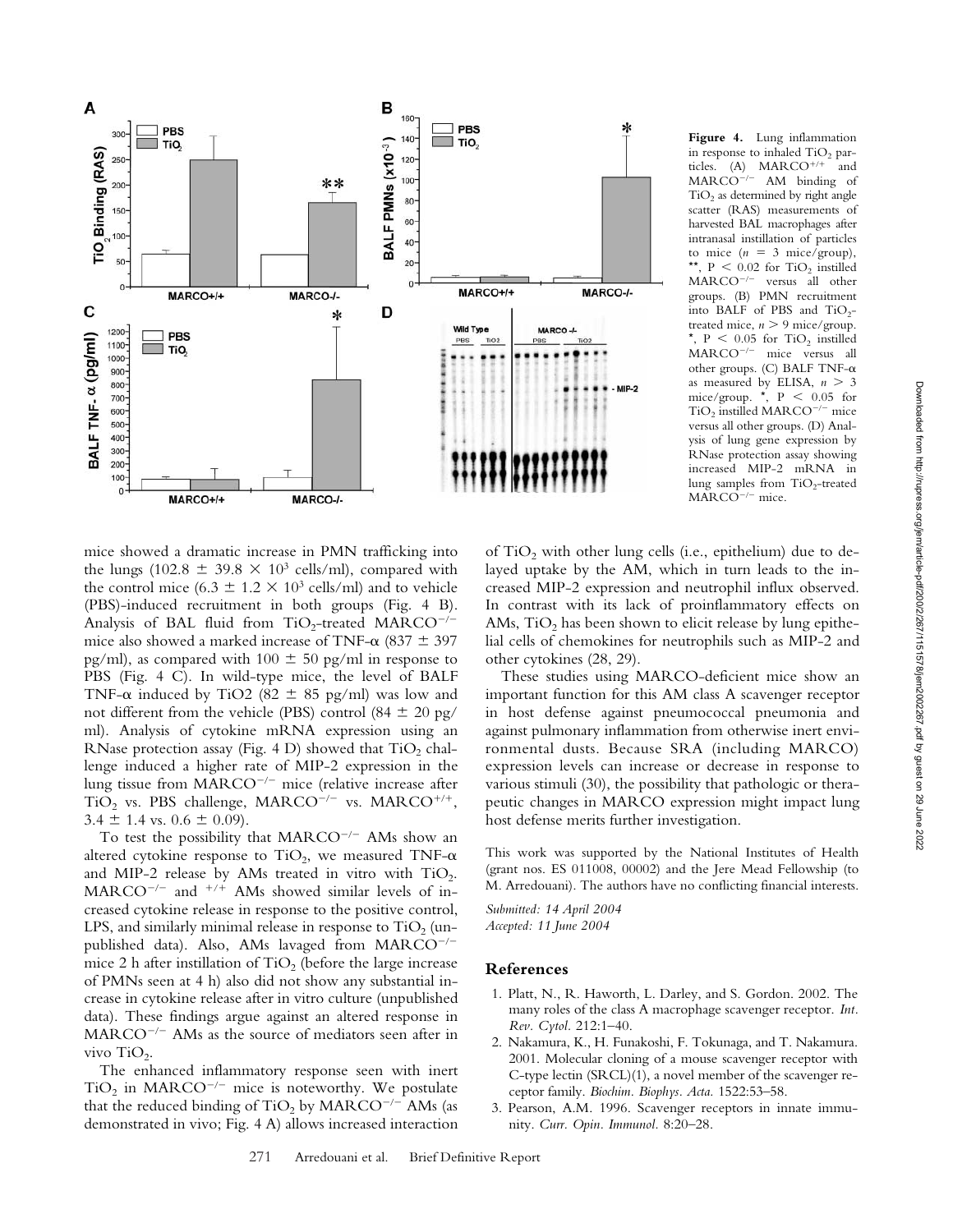**Figure 4.** Lung inflammation in response to inhaled $TiO_2$ particles. (A) $MARCO^{+/+}$ and $MARCO^{-/-}$ AM binding of $TiO_2$ as determined by right angle scatter (RAS) measurements of harvested BAL macrophages after intranasal instillation of particles to mice ($n = 3$ mice/group), **, $P < 0.02$ for $TiO_2$ instilled $MARCO^{-/-}$ versus all other groups. (B) PMN recruitment into BALF of PBS and $TiO_2$-treated mice, $n > 9$ mice/group. *, $P < 0.05$ for $TiO_2$ instilled $MARCO^{-/-}$ mice versus all other groups. (C) BALF TNF-α as measured by ELISA, $n > 3$ mice/group. *, $P < 0.05$ for $TiO_2$ instilled $MARCO^{-/-}$ mice versus all other groups. (D) Analysis of lung gene expression by RNase protection assay showing increased MIP-2 mRNA in lung samples from $TiO_2$-treated $MARCO^{-/-}$ mice.

mice showed a dramatic increase in PMN trafficking into the lungs ($102.8 \pm 39.8 \times 10^3$ cells/ml), compared with the control mice ($6.3 \pm 1.2 \times 10^3$ cells/ml) and to vehicle (PBS)-induced recruitment in both groups (Fig. 4 B). Analysis of BAL fluid from $TiO_2$-treated $MARCO^{-/-}$ mice also showed a marked increase of TNF-α ($837 \pm 397$ pg/ml), as compared with $100 \pm 50$ pg/ml in response to PBS (Fig. 4 C). In wild-type mice, the level of BALF TNF-α induced by TiO2 ($82 \pm 85$ pg/ml) was low and not different from the vehicle (PBS) control ($84 \pm 20$ pg/ml). Analysis of cytokine mRNA expression using an RNase protection assay (Fig. 4 D) showed that $TiO_2$ challenge induced a higher rate of MIP-2 expression in the lung tissue from $MARCO^{-/-}$ mice (relative increase after $TiO_2$ vs. PBS challenge, $MARCO^{-/-}$ vs. $MARCO^{+/+}$, $3.4 \pm 1.4$ vs. $0.6 \pm 0.09$).

To test the possibility that $MARCO^{-/-}$ AMs show an altered cytokine response to $TiO_2$, we measured TNF-α and MIP-2 release by AMs treated in vitro with $TiO_2$. $MARCO^{-/-}$ and $^{+/+}$ AMs showed similar levels of increased cytokine release in response to the positive control, LPS, and similarly minimal release in response to $TiO_2$ (unpublished data). Also, AMs lavaged from $MARCO^{-/-}$ mice 2 h after instillation of $TiO_2$ (before the large increase of PMNs seen at 4 h) also did not show any substantial increase in cytokine release after in vitro culture (unpublished data). These findings argue against an altered response in $MARCO^{-/-}$ AMs as the source of mediators seen after in vivo $TiO_2$.

The enhanced inflammatory response seen with inert $TiO_2$ in $MARCO^{-/-}$ mice is noteworthy. We postulate that the reduced binding of $TiO_2$ by $MARCO^{-/-}$ AMs (as demonstrated in vivo; Fig. 4 A) allows increased interaction of $TiO_2$ with other lung cells (i.e., epithelium) due to delayed uptake by the AM, which in turn leads to the increased MIP-2 expression and neutrophil influx observed. In contrast with its lack of proinflammatory effects on AMs, $TiO_2$ has been shown to elicit release by lung epithelial cells of chemokines for neutrophils such as MIP-2 and other cytokines (28, 29).

These studies using MARCO-deficient mice show an important function for this AM class A scavenger receptor in host defense against pneumococcal pneumonia and against pulmonary inflammation from otherwise inert environmental dusts. Because SRA (including MARCO) expression levels can increase or decrease in response to various stimuli (30), the possibility that pathologic or therapeutic changes in MARCO expression might impact lung host defense merits further investigation.

This work was supported by the National Institutes of Health (grant nos. ES 011008, 00002) and the Jere Mead Fellowship (to M. Arredouani). The authors have no conflicting financial interests.

*Submitted: 14 April 2004*
*Accepted: 11 June 2004*

## References

1. Platt, N., R. Haworth, L. Darley, and S. Gordon. 2002. The many roles of the class A macrophage scavenger receptor. *Int. Rev. Cytol.* 212:1–40.
2. Nakamura, K., H. Funakoshi, F. Tokunaga, and T. Nakamura. 2001. Molecular cloning of a mouse scavenger receptor with C-type lectin (SRCL)(1), a novel member of the scavenger receptor family. *Biochim. Biophys. Acta.* 1522:53–58.
3. Pearson, A.M. 1996. Scavenger receptors in innate immunity. *Curr. Opin. Immunol.* 8:20–28.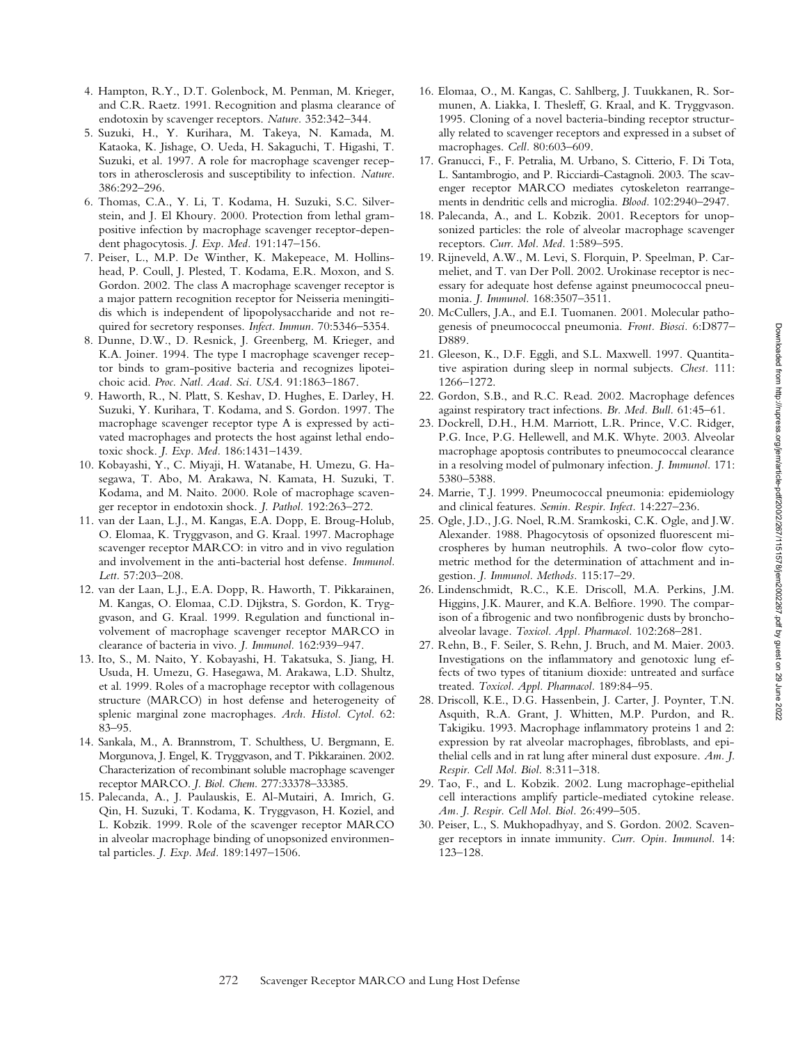4. Hampton, R.Y., D.T. Golenbock, M. Penman, M. Krieger, and C.R. Raetz. 1991. Recognition and plasma clearance of endotoxin by scavenger receptors. *Nature.* 352:342–344.
5. Suzuki, H., Y. Kurihara, M. Takeya, N. Kamada, M. Kataoka, K. Jishage, O. Ueda, H. Sakaguchi, T. Higashi, T. Suzuki, et al. 1997. A role for macrophage scavenger receptors in atherosclerosis and susceptibility to infection. *Nature.* 386:292–296.
6. Thomas, C.A., Y. Li, T. Kodama, H. Suzuki, S.C. Silverstein, and J. El Khoury. 2000. Protection from lethal gram-positive infection by macrophage scavenger receptor-dependent phagocytosis. *J. Exp. Med.* 191:147–156.
7. Peiser, L., M.P. De Winther, K. Makepeace, M. Hollinshead, P. Coull, J. Plested, T. Kodama, E.R. Moxon, and S. Gordon. 2002. The class A macrophage scavenger receptor is a major pattern recognition receptor for Neisseria meningitidis which is independent of lipopolysaccharide and not required for secretory responses. *Infect. Immun.* 70:5346–5354.
8. Dunne, D.W., D. Resnick, J. Greenberg, M. Krieger, and K.A. Joiner. 1994. The type I macrophage scavenger receptor binds to gram-positive bacteria and recognizes lipoteichoic acid. *Proc. Natl. Acad. Sci. USA.* 91:1863–1867.
9. Haworth, R., N. Platt, S. Keshav, D. Hughes, E. Darley, H. Suzuki, Y. Kurihara, T. Kodama, and S. Gordon. 1997. The macrophage scavenger receptor type A is expressed by activated macrophages and protects the host against lethal endotoxic shock. *J. Exp. Med.* 186:1431–1439.
10. Kobayashi, Y., C. Miyaji, H. Watanabe, H. Umezu, G. Hasegawa, T. Abo, M. Arakawa, N. Kamata, H. Suzuki, T. Kodama, and M. Naito. 2000. Role of macrophage scavenger receptor in endotoxin shock. *J. Pathol.* 192:263–272.
11. van der Laan, L.J., M. Kangas, E.A. Dopp, E. Broug-Holub, O. Elomaa, K. Tryggvason, and G. Kraal. 1997. Macrophage scavenger receptor MARCO: in vitro and in vivo regulation and involvement in the anti-bacterial host defense. *Immunol. Lett.* 57:203–208.
12. van der Laan, L.J., E.A. Dopp, R. Haworth, T. Pikkarainen, M. Kangas, O. Elomaa, C.D. Dijkstra, S. Gordon, K. Tryggvason, and G. Kraal. 1999. Regulation and functional involvement of macrophage scavenger receptor MARCO in clearance of bacteria in vivo. *J. Immunol.* 162:939–947.
13. Ito, S., M. Naito, Y. Kobayashi, H. Takatsuka, S. Jiang, H. Usuda, H. Umezu, G. Hasegawa, M. Arakawa, L.D. Shultz, et al. 1999. Roles of a macrophage receptor with collagenous structure (MARCO) in host defense and heterogeneity of splenic marginal zone macrophages. *Arch. Histol. Cytol.* 62: 83–95.
14. Sankala, M., A. Brannstrom, T. Schulthess, U. Bergmann, E. Morgunova, J. Engel, K. Tryggvason, and T. Pikkarainen. 2002. Characterization of recombinant soluble macrophage scavenger receptor MARCO. *J. Biol. Chem.* 277:33378–33385.
15. Palecanda, A., J. Paulauskis, E. Al-Mutairi, A. Imrich, G. Qin, H. Suzuki, T. Kodama, K. Tryggvason, H. Koziel, and L. Kobzik. 1999. Role of the scavenger receptor MARCO in alveolar macrophage binding of unopsonized environmental particles. *J. Exp. Med.* 189:1497–1506.
16. Elomaa, O., M. Kangas, C. Sahlberg, J. Tuukkanen, R. Sormunen, A. Liakka, I. Thesleff, G. Kraal, and K. Tryggvason. 1995. Cloning of a novel bacteria-binding receptor structurally related to scavenger receptors and expressed in a subset of macrophages. *Cell.* 80:603–609.
17. Granucci, F., F. Petralia, M. Urbano, S. Citterio, F. Di Tota, L. Santambrogio, and P. Ricciardi-Castagnoli. 2003. The scavenger receptor MARCO mediates cytoskeleton rearrangements in dendritic cells and microglia. *Blood.* 102:2940–2947.
18. Palecanda, A., and L. Kobzik. 2001. Receptors for unopsonized particles: the role of alveolar macrophage scavenger receptors. *Curr. Mol. Med.* 1:589–595.
19. Rijneveld, A.W., M. Levi, S. Florquin, P. Speelman, P. Carmeliet, and T. van Der Poll. 2002. Urokinase receptor is necessary for adequate host defense against pneumococcal pneumonia. *J. Immunol.* 168:3507–3511.
20. McCullers, J.A., and E.I. Tuomanen. 2001. Molecular pathogenesis of pneumococcal pneumonia. *Front. Biosci.* 6:D877–D889.
21. Gleeson, K., D.F. Eggli, and S.L. Maxwell. 1997. Quantitative aspiration during sleep in normal subjects. *Chest.* 111: 1266–1272.
22. Gordon, S.B., and R.C. Read. 2002. Macrophage defences against respiratory tract infections. *Br. Med. Bull.* 61:45–61.
23. Dockrell, D.H., H.M. Marriott, L.R. Prince, V.C. Ridger, P.G. Ince, P.G. Hellewell, and M.K. Whyte. 2003. Alveolar macrophage apoptosis contributes to pneumococcal clearance in a resolving model of pulmonary infection. *J. Immunol.* 171: 5380–5388.
24. Marrie, T.J. 1999. Pneumococcal pneumonia: epidemiology and clinical features. *Semin. Respir. Infect.* 14:227–236.
25. Ogle, J.D., J.G. Noel, R.M. Sramkoski, C.K. Ogle, and J.W. Alexander. 1988. Phagocytosis of opsonized fluorescent microspheres by human neutrophils. A two-color flow cytometric method for the determination of attachment and ingestion. *J. Immunol. Methods.* 115:17–29.
26. Lindenschmidt, R.C., K.E. Driscoll, M.A. Perkins, J.M. Higgins, J.K. Maurer, and K.A. Belfiore. 1990. The comparison of a fibrogenic and two nonfibrogenic dusts by bronchoalveolar lavage. *Toxicol. Appl. Pharmacol.* 102:268–281.
27. Rehn, B., F. Seiler, S. Rehn, J. Bruch, and M. Maier. 2003. Investigations on the inflammatory and genotoxic lung effects of two types of titanium dioxide: untreated and surface treated. *Toxicol. Appl. Pharmacol.* 189:84–95.
28. Driscoll, K.E., D.G. Hassenbein, J. Carter, J. Poynter, T.N. Asquith, R.A. Grant, J. Whitten, M.P. Purdon, and R. Takigiku. 1993. Macrophage inflammatory proteins 1 and 2: expression by rat alveolar macrophages, fibroblasts, and epithelial cells and in rat lung after mineral dust exposure. *Am. J. Respir. Cell Mol. Biol.* 8:311–318.
29. Tao, F., and L. Kobzik. 2002. Lung macrophage-epithelial cell interactions amplify particle-mediated cytokine release. *Am. J. Respir. Cell Mol. Biol.* 26:499–505.
30. Peiser, L., S. Mukhopadhyay, and S. Gordon. 2002. Scavenger receptors in innate immunity. *Curr. Opin. Immunol.* 14: 123–128.